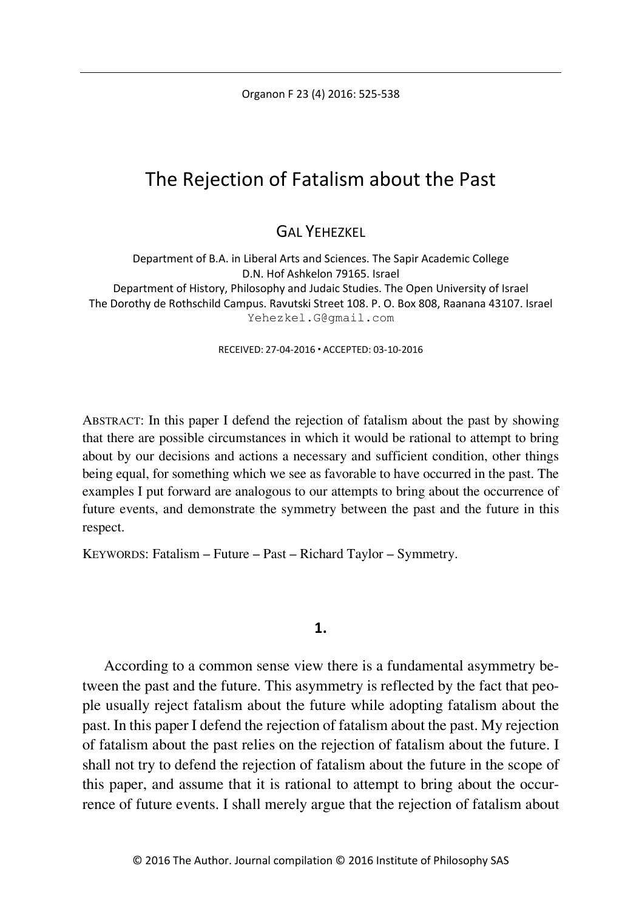# The Rejection of Fatalism about the Past

GAL YEHEZKEL

Department of B.A. in Liberal Arts and Sciences. The Sapir Academic College
D.N. Hof Ashkelon 79165. Israel
Department of History, Philosophy and Judaic Studies. The Open University of Israel
The Dorothy de Rothschild Campus. Ravutski Street 108. P. O. Box 808, Raanana 43107. Israel
Yehezkel.G@gmail.com

RECEIVED: 27-04-2016 ▪ ACCEPTED: 03-10-2016

ABSTRACT: In this paper I defend the rejection of fatalism about the past by showing that there are possible circumstances in which it would be rational to attempt to bring about by our decisions and actions a necessary and sufficient condition, other things being equal, for something which we see as favorable to have occurred in the past. The examples I put forward are analogous to our attempts to bring about the occurrence of future events, and demonstrate the symmetry between the past and the future in this respect.

KEYWORDS: Fatalism – Future – Past – Richard Taylor – Symmetry.

## 1.

According to a common sense view there is a fundamental asymmetry between the past and the future. This asymmetry is reflected by the fact that people usually reject fatalism about the future while adopting fatalism about the past. In this paper I defend the rejection of fatalism about the past. My rejection of fatalism about the past relies on the rejection of fatalism about the future. I shall not try to defend the rejection of fatalism about the future in the scope of this paper, and assume that it is rational to attempt to bring about the occurrence of future events. I shall merely argue that the rejection of fatalism about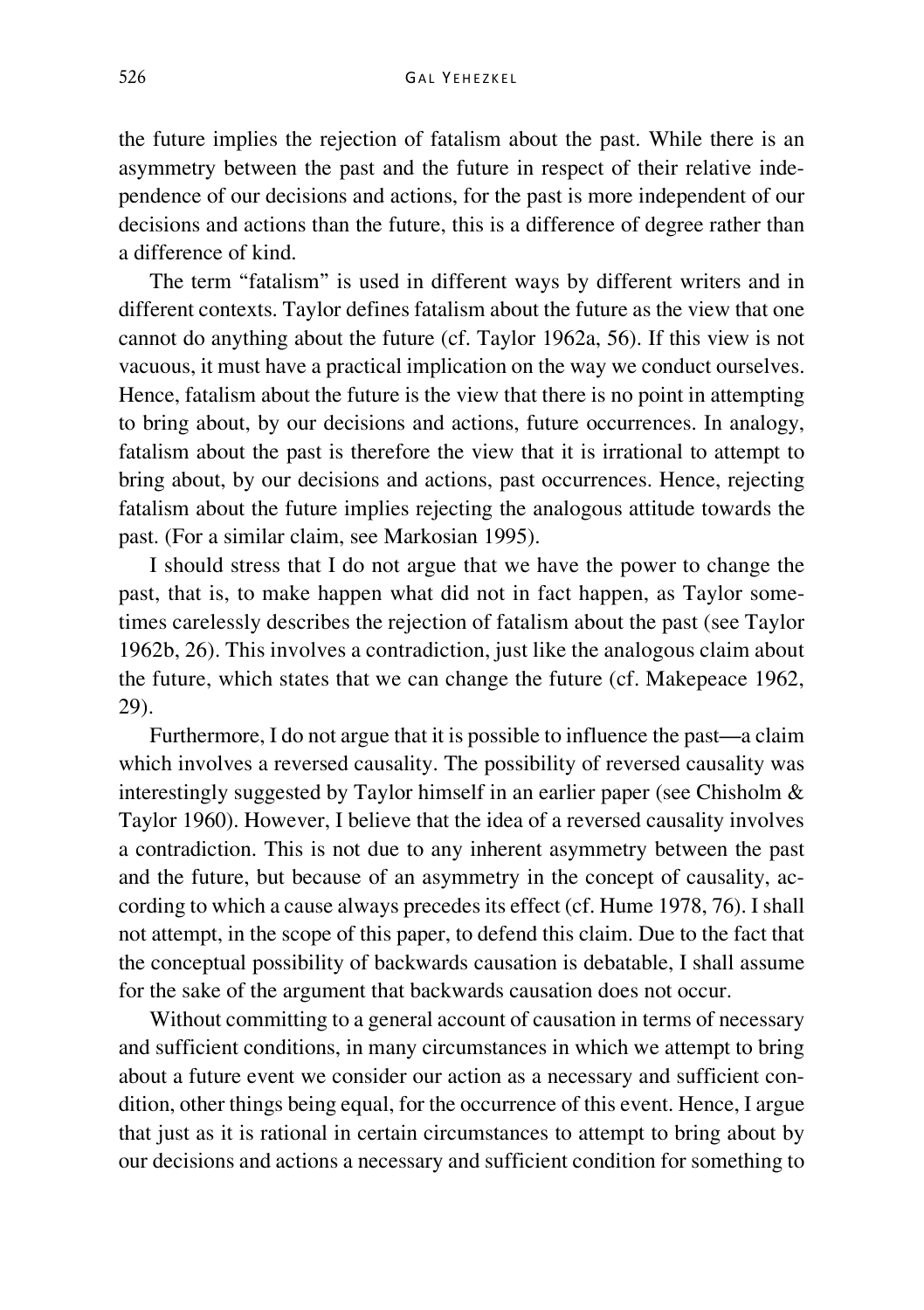the future implies the rejection of fatalism about the past. While there is an asymmetry between the past and the future in respect of their relative independence of our decisions and actions, for the past is more independent of our decisions and actions than the future, this is a difference of degree rather than a difference of kind.

The term "fatalism" is used in different ways by different writers and in different contexts. Taylor defines fatalism about the future as the view that one cannot do anything about the future (cf. Taylor 1962a, 56). If this view is not vacuous, it must have a practical implication on the way we conduct ourselves. Hence, fatalism about the future is the view that there is no point in attempting to bring about, by our decisions and actions, future occurrences. In analogy, fatalism about the past is therefore the view that it is irrational to attempt to bring about, by our decisions and actions, past occurrences. Hence, rejecting fatalism about the future implies rejecting the analogous attitude towards the past. (For a similar claim, see Markosian 1995).

I should stress that I do not argue that we have the power to change the past, that is, to make happen what did not in fact happen, as Taylor sometimes carelessly describes the rejection of fatalism about the past (see Taylor 1962b, 26). This involves a contradiction, just like the analogous claim about the future, which states that we can change the future (cf. Makepeace 1962, 29).

Furthermore, I do not argue that it is possible to influence the past—a claim which involves a reversed causality. The possibility of reversed causality was interestingly suggested by Taylor himself in an earlier paper (see Chisholm & Taylor 1960). However, I believe that the idea of a reversed causality involves a contradiction. This is not due to any inherent asymmetry between the past and the future, but because of an asymmetry in the concept of causality, according to which a cause always precedes its effect (cf. Hume 1978, 76). I shall not attempt, in the scope of this paper, to defend this claim. Due to the fact that the conceptual possibility of backwards causation is debatable, I shall assume for the sake of the argument that backwards causation does not occur.

Without committing to a general account of causation in terms of necessary and sufficient conditions, in many circumstances in which we attempt to bring about a future event we consider our action as a necessary and sufficient condition, other things being equal, for the occurrence of this event. Hence, I argue that just as it is rational in certain circumstances to attempt to bring about by our decisions and actions a necessary and sufficient condition for something to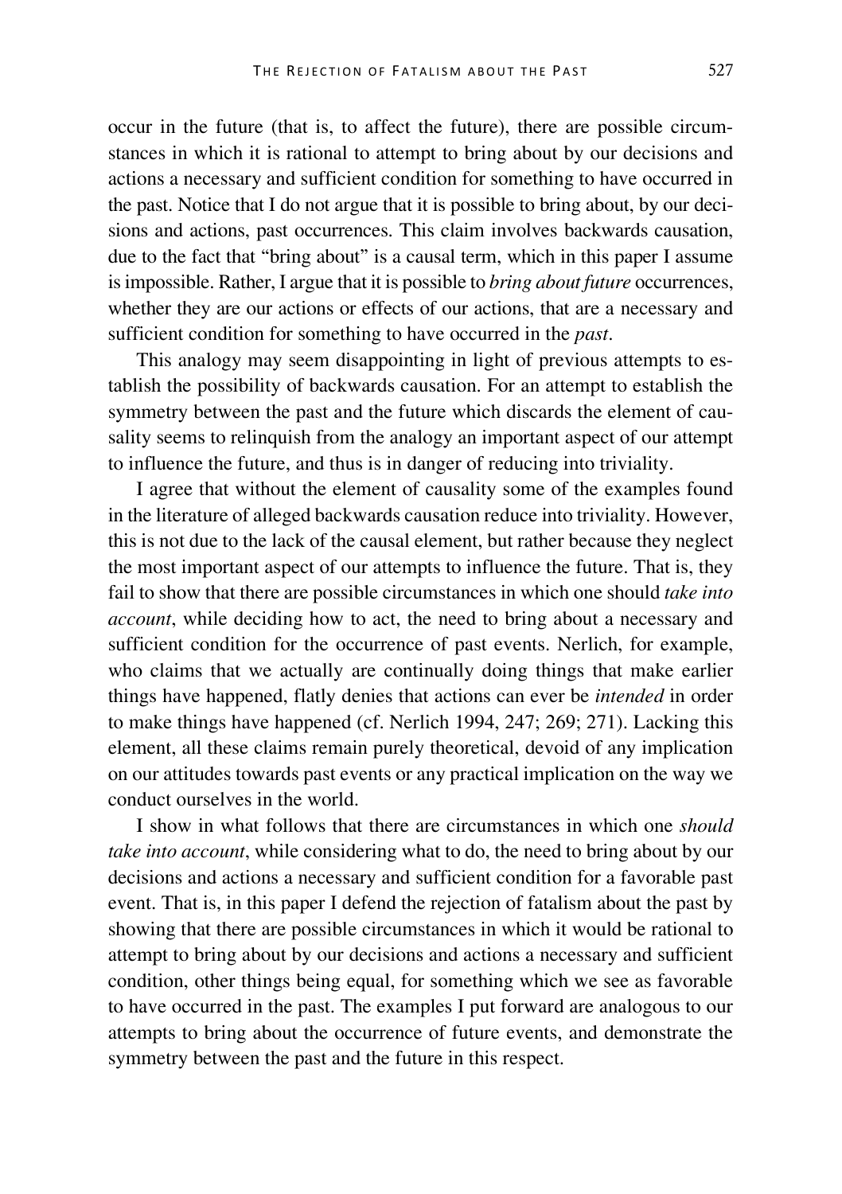occur in the future (that is, to affect the future), there are possible circumstances in which it is rational to attempt to bring about by our decisions and actions a necessary and sufficient condition for something to have occurred in the past. Notice that I do not argue that it is possible to bring about, by our decisions and actions, past occurrences. This claim involves backwards causation, due to the fact that "bring about" is a causal term, which in this paper I assume is impossible. Rather, I argue that it is possible to *bring about future* occurrences, whether they are our actions or effects of our actions, that are a necessary and sufficient condition for something to have occurred in the *past*.

This analogy may seem disappointing in light of previous attempts to establish the possibility of backwards causation. For an attempt to establish the symmetry between the past and the future which discards the element of causality seems to relinquish from the analogy an important aspect of our attempt to influence the future, and thus is in danger of reducing into triviality.

I agree that without the element of causality some of the examples found in the literature of alleged backwards causation reduce into triviality. However, this is not due to the lack of the causal element, but rather because they neglect the most important aspect of our attempts to influence the future. That is, they fail to show that there are possible circumstances in which one should *take into account*, while deciding how to act, the need to bring about a necessary and sufficient condition for the occurrence of past events. Nerlich, for example, who claims that we actually are continually doing things that make earlier things have happened, flatly denies that actions can ever be *intended* in order to make things have happened (cf. Nerlich 1994, 247; 269; 271). Lacking this element, all these claims remain purely theoretical, devoid of any implication on our attitudes towards past events or any practical implication on the way we conduct ourselves in the world.

I show in what follows that there are circumstances in which one *should take into account*, while considering what to do, the need to bring about by our decisions and actions a necessary and sufficient condition for a favorable past event. That is, in this paper I defend the rejection of fatalism about the past by showing that there are possible circumstances in which it would be rational to attempt to bring about by our decisions and actions a necessary and sufficient condition, other things being equal, for something which we see as favorable to have occurred in the past. The examples I put forward are analogous to our attempts to bring about the occurrence of future events, and demonstrate the symmetry between the past and the future in this respect.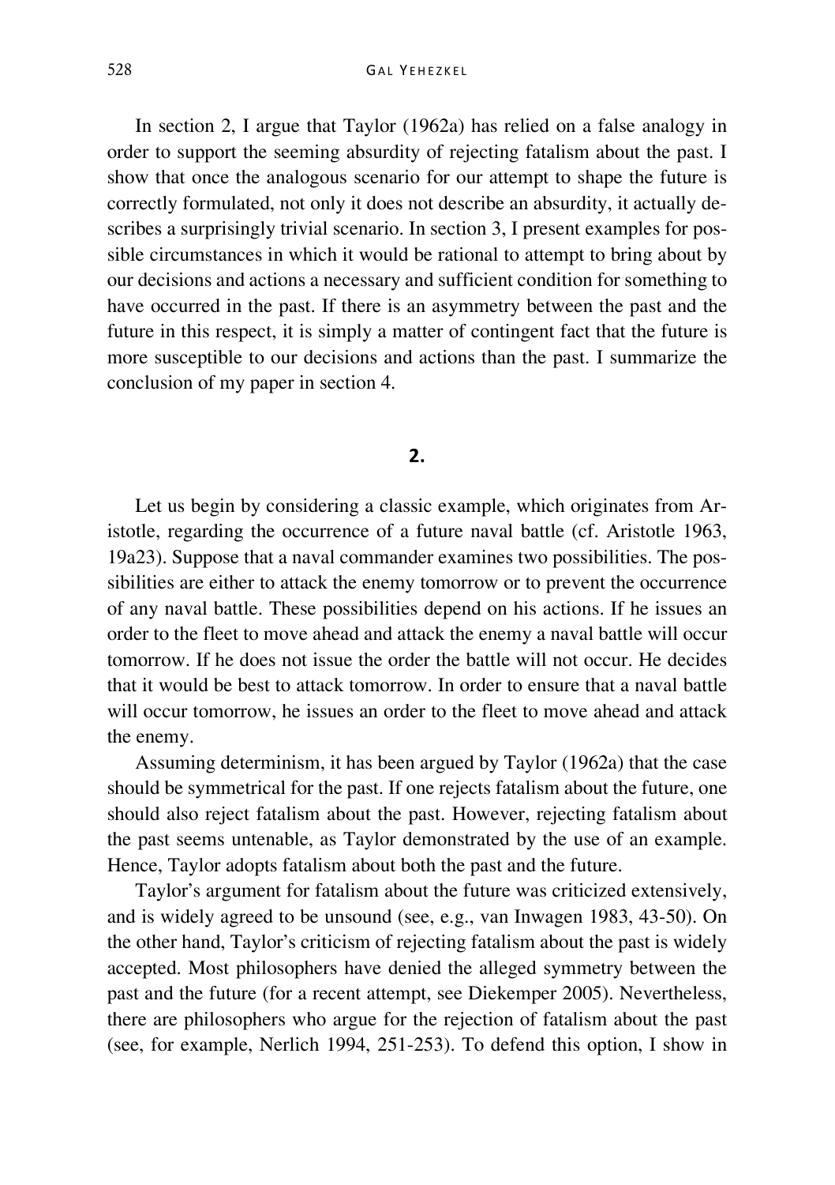In section 2, I argue that Taylor (1962a) has relied on a false analogy in order to support the seeming absurdity of rejecting fatalism about the past. I show that once the analogous scenario for our attempt to shape the future is correctly formulated, not only it does not describe an absurdity, it actually describes a surprisingly trivial scenario. In section 3, I present examples for possible circumstances in which it would be rational to attempt to bring about by our decisions and actions a necessary and sufficient condition for something to have occurred in the past. If there is an asymmetry between the past and the future in this respect, it is simply a matter of contingent fact that the future is more susceptible to our decisions and actions than the past. I summarize the conclusion of my paper in section 4.

## 2.

Let us begin by considering a classic example, which originates from Aristotle, regarding the occurrence of a future naval battle (cf. Aristotle 1963, 19a23). Suppose that a naval commander examines two possibilities. The possibilities are either to attack the enemy tomorrow or to prevent the occurrence of any naval battle. These possibilities depend on his actions. If he issues an order to the fleet to move ahead and attack the enemy a naval battle will occur tomorrow. If he does not issue the order the battle will not occur. He decides that it would be best to attack tomorrow. In order to ensure that a naval battle will occur tomorrow, he issues an order to the fleet to move ahead and attack the enemy.

Assuming determinism, it has been argued by Taylor (1962a) that the case should be symmetrical for the past. If one rejects fatalism about the future, one should also reject fatalism about the past. However, rejecting fatalism about the past seems untenable, as Taylor demonstrated by the use of an example. Hence, Taylor adopts fatalism about both the past and the future.

Taylor's argument for fatalism about the future was criticized extensively, and is widely agreed to be unsound (see, e.g., van Inwagen 1983, 43-50). On the other hand, Taylor's criticism of rejecting fatalism about the past is widely accepted. Most philosophers have denied the alleged symmetry between the past and the future (for a recent attempt, see Diekemper 2005). Nevertheless, there are philosophers who argue for the rejection of fatalism about the past (see, for example, Nerlich 1994, 251-253). To defend this option, I show in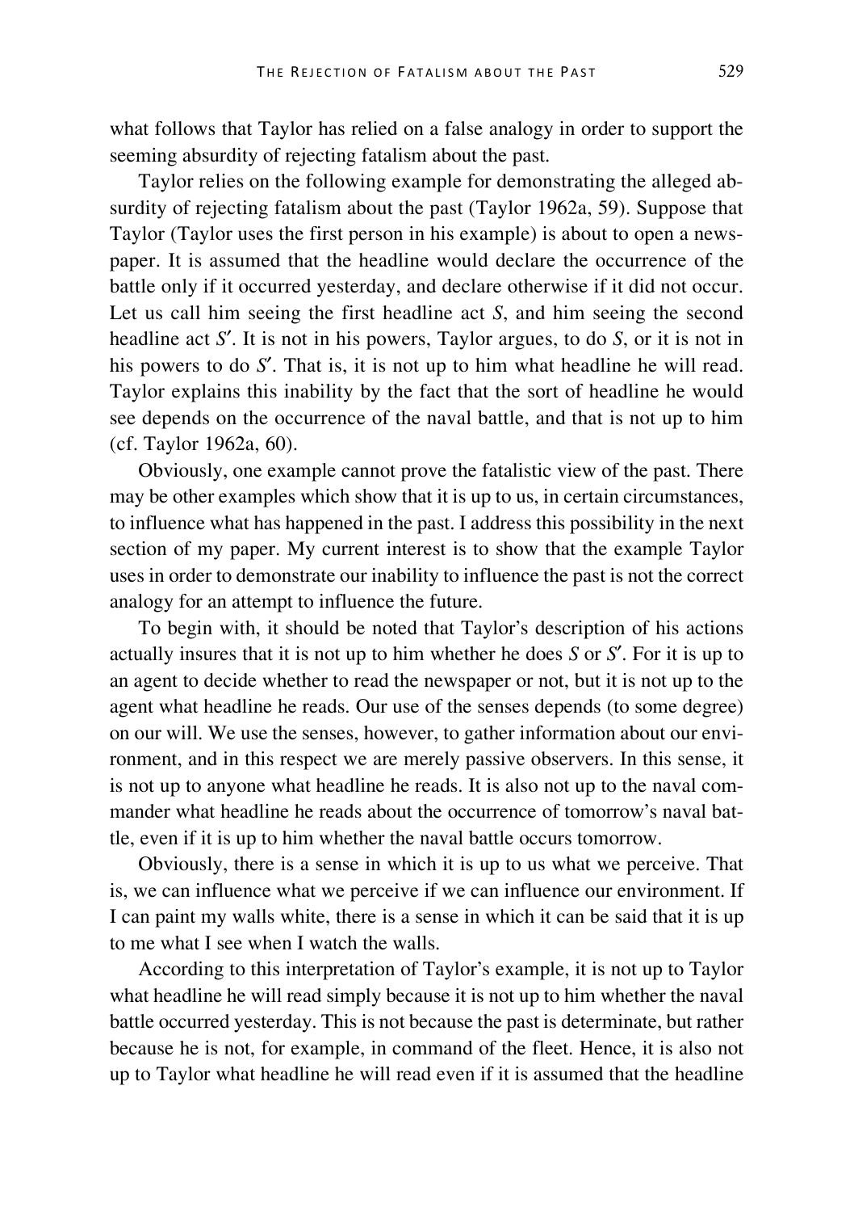what follows that Taylor has relied on a false analogy in order to support the seeming absurdity of rejecting fatalism about the past.

Taylor relies on the following example for demonstrating the alleged absurdity of rejecting fatalism about the past (Taylor 1962a, 59). Suppose that Taylor (Taylor uses the first person in his example) is about to open a newspaper. It is assumed that the headline would declare the occurrence of the battle only if it occurred yesterday, and declare otherwise if it did not occur. Let us call him seeing the first headline act *S*, and him seeing the second headline act *S′*. It is not in his powers, Taylor argues, to do *S*, or it is not in his powers to do *S′*. That is, it is not up to him what headline he will read. Taylor explains this inability by the fact that the sort of headline he would see depends on the occurrence of the naval battle, and that is not up to him (cf. Taylor 1962a, 60).

Obviously, one example cannot prove the fatalistic view of the past. There may be other examples which show that it is up to us, in certain circumstances, to influence what has happened in the past. I address this possibility in the next section of my paper. My current interest is to show that the example Taylor uses in order to demonstrate our inability to influence the past is not the correct analogy for an attempt to influence the future.

To begin with, it should be noted that Taylor's description of his actions actually insures that it is not up to him whether he does *S* or *S′*. For it is up to an agent to decide whether to read the newspaper or not, but it is not up to the agent what headline he reads. Our use of the senses depends (to some degree) on our will. We use the senses, however, to gather information about our environment, and in this respect we are merely passive observers. In this sense, it is not up to anyone what headline he reads. It is also not up to the naval commander what headline he reads about the occurrence of tomorrow's naval battle, even if it is up to him whether the naval battle occurs tomorrow.

Obviously, there is a sense in which it is up to us what we perceive. That is, we can influence what we perceive if we can influence our environment. If I can paint my walls white, there is a sense in which it can be said that it is up to me what I see when I watch the walls.

According to this interpretation of Taylor's example, it is not up to Taylor what headline he will read simply because it is not up to him whether the naval battle occurred yesterday. This is not because the past is determinate, but rather because he is not, for example, in command of the fleet. Hence, it is also not up to Taylor what headline he will read even if it is assumed that the headline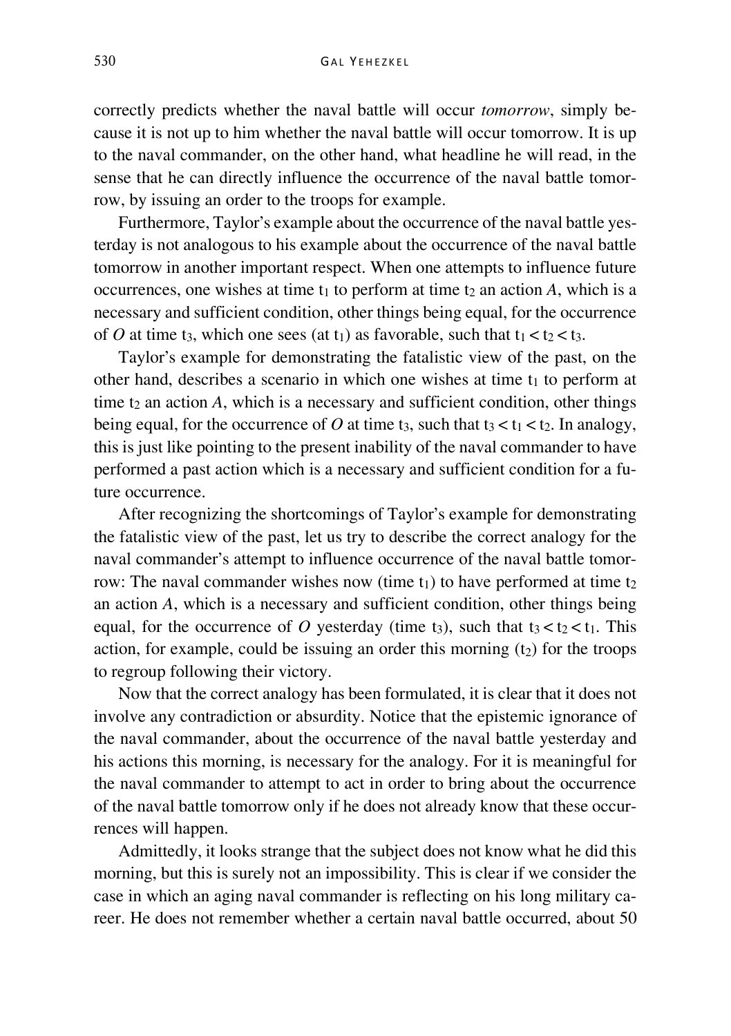correctly predicts whether the naval battle will occur *tomorrow*, simply because it is not up to him whether the naval battle will occur tomorrow. It is up to the naval commander, on the other hand, what headline he will read, in the sense that he can directly influence the occurrence of the naval battle tomorrow, by issuing an order to the troops for example.

Furthermore, Taylor's example about the occurrence of the naval battle yesterday is not analogous to his example about the occurrence of the naval battle tomorrow in another important respect. When one attempts to influence future occurrences, one wishes at time $t_1$ to perform at time $t_2$ an action *A*, which is a necessary and sufficient condition, other things being equal, for the occurrence of *O* at time $t_3$, which one sees (at $t_1$) as favorable, such that $t_1 < t_2 < t_3$.

Taylor's example for demonstrating the fatalistic view of the past, on the other hand, describes a scenario in which one wishes at time $t_1$ to perform at time $t_2$ an action *A*, which is a necessary and sufficient condition, other things being equal, for the occurrence of *O* at time $t_3$, such that $t_3 < t_1 < t_2$. In analogy, this is just like pointing to the present inability of the naval commander to have performed a past action which is a necessary and sufficient condition for a future occurrence.

After recognizing the shortcomings of Taylor's example for demonstrating the fatalistic view of the past, let us try to describe the correct analogy for the naval commander's attempt to influence occurrence of the naval battle tomorrow: The naval commander wishes now (time $t_1$) to have performed at time $t_2$ an action *A*, which is a necessary and sufficient condition, other things being equal, for the occurrence of *O* yesterday (time $t_3$), such that $t_3 < t_2 < t_1$. This action, for example, could be issuing an order this morning ($t_2$) for the troops to regroup following their victory.

Now that the correct analogy has been formulated, it is clear that it does not involve any contradiction or absurdity. Notice that the epistemic ignorance of the naval commander, about the occurrence of the naval battle yesterday and his actions this morning, is necessary for the analogy. For it is meaningful for the naval commander to attempt to act in order to bring about the occurrence of the naval battle tomorrow only if he does not already know that these occurrences will happen.

Admittedly, it looks strange that the subject does not know what he did this morning, but this is surely not an impossibility. This is clear if we consider the case in which an aging naval commander is reflecting on his long military career. He does not remember whether a certain naval battle occurred, about 50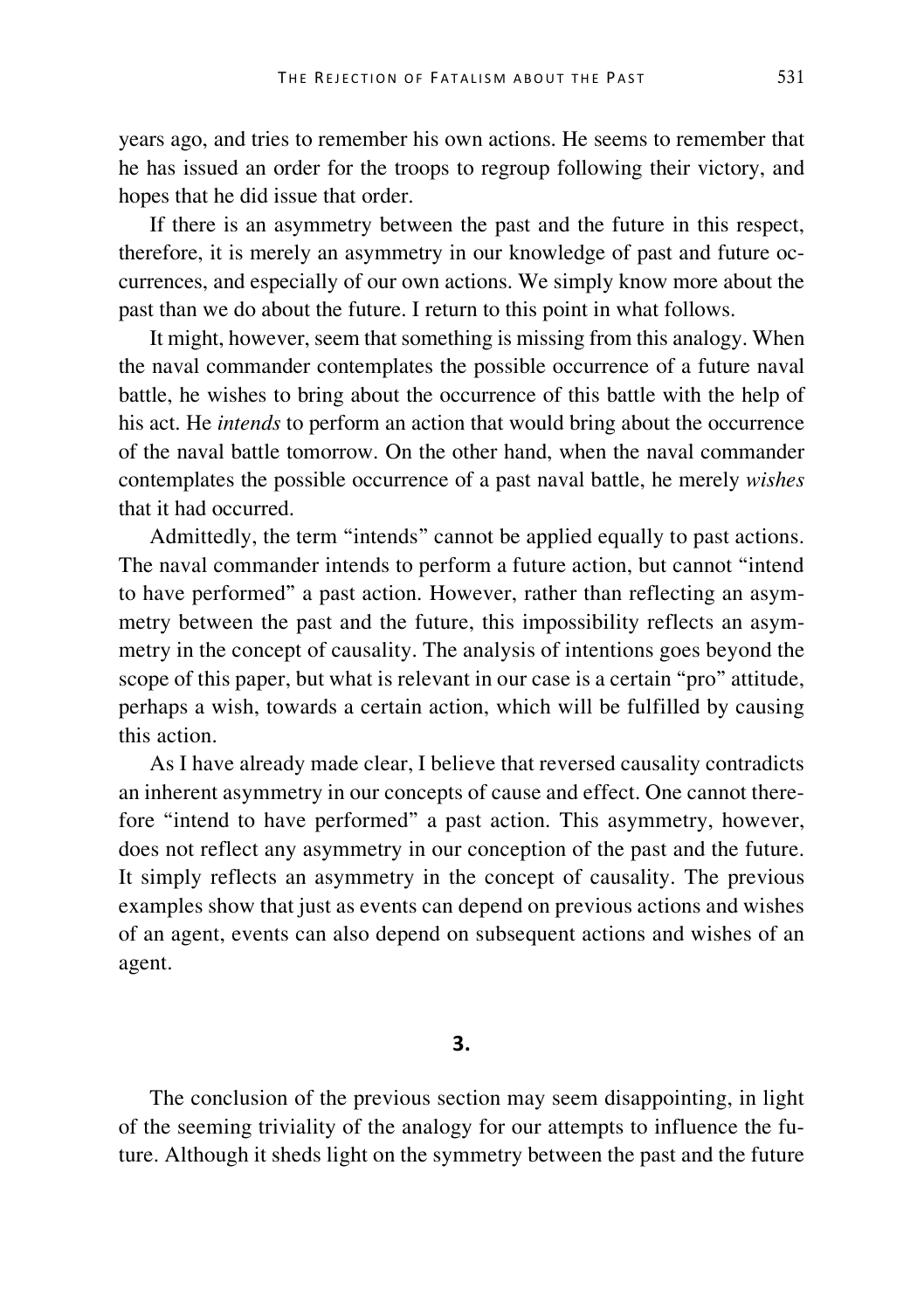years ago, and tries to remember his own actions. He seems to remember that he has issued an order for the troops to regroup following their victory, and hopes that he did issue that order.

If there is an asymmetry between the past and the future in this respect, therefore, it is merely an asymmetry in our knowledge of past and future occurrences, and especially of our own actions. We simply know more about the past than we do about the future. I return to this point in what follows.

It might, however, seem that something is missing from this analogy. When the naval commander contemplates the possible occurrence of a future naval battle, he wishes to bring about the occurrence of this battle with the help of his act. He *intends* to perform an action that would bring about the occurrence of the naval battle tomorrow. On the other hand, when the naval commander contemplates the possible occurrence of a past naval battle, he merely *wishes* that it had occurred.

Admittedly, the term "intends" cannot be applied equally to past actions. The naval commander intends to perform a future action, but cannot "intend to have performed" a past action. However, rather than reflecting an asymmetry between the past and the future, this impossibility reflects an asymmetry in the concept of causality. The analysis of intentions goes beyond the scope of this paper, but what is relevant in our case is a certain "pro" attitude, perhaps a wish, towards a certain action, which will be fulfilled by causing this action.

As I have already made clear, I believe that reversed causality contradicts an inherent asymmetry in our concepts of cause and effect. One cannot therefore "intend to have performed" a past action. This asymmetry, however, does not reflect any asymmetry in our conception of the past and the future. It simply reflects an asymmetry in the concept of causality. The previous examples show that just as events can depend on previous actions and wishes of an agent, events can also depend on subsequent actions and wishes of an agent.

## 3.

The conclusion of the previous section may seem disappointing, in light of the seeming triviality of the analogy for our attempts to influence the future. Although it sheds light on the symmetry between the past and the future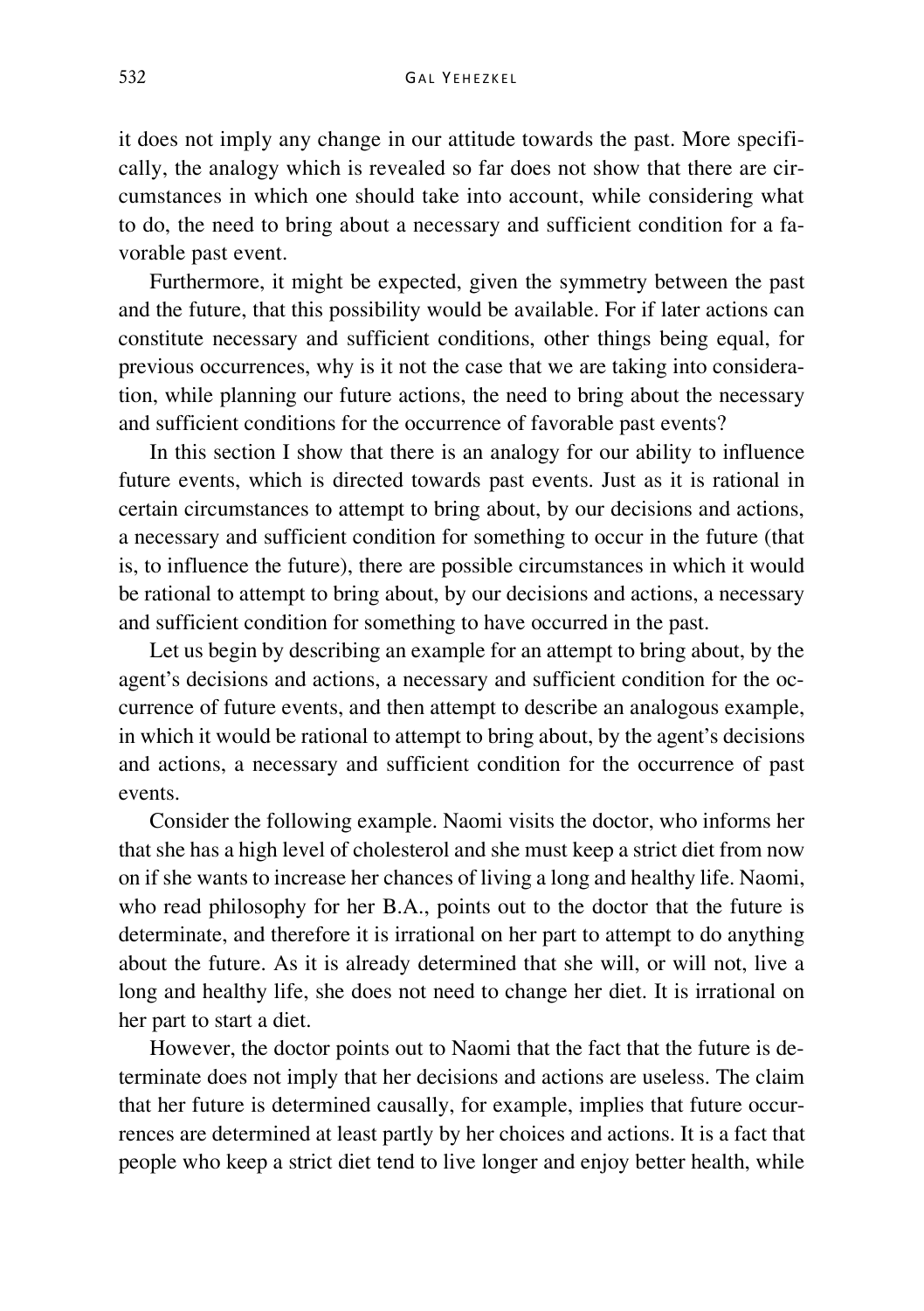it does not imply any change in our attitude towards the past. More specifically, the analogy which is revealed so far does not show that there are circumstances in which one should take into account, while considering what to do, the need to bring about a necessary and sufficient condition for a favorable past event.

Furthermore, it might be expected, given the symmetry between the past and the future, that this possibility would be available. For if later actions can constitute necessary and sufficient conditions, other things being equal, for previous occurrences, why is it not the case that we are taking into consideration, while planning our future actions, the need to bring about the necessary and sufficient conditions for the occurrence of favorable past events?

In this section I show that there is an analogy for our ability to influence future events, which is directed towards past events. Just as it is rational in certain circumstances to attempt to bring about, by our decisions and actions, a necessary and sufficient condition for something to occur in the future (that is, to influence the future), there are possible circumstances in which it would be rational to attempt to bring about, by our decisions and actions, a necessary and sufficient condition for something to have occurred in the past.

Let us begin by describing an example for an attempt to bring about, by the agent's decisions and actions, a necessary and sufficient condition for the occurrence of future events, and then attempt to describe an analogous example, in which it would be rational to attempt to bring about, by the agent's decisions and actions, a necessary and sufficient condition for the occurrence of past events.

Consider the following example. Naomi visits the doctor, who informs her that she has a high level of cholesterol and she must keep a strict diet from now on if she wants to increase her chances of living a long and healthy life. Naomi, who read philosophy for her B.A., points out to the doctor that the future is determinate, and therefore it is irrational on her part to attempt to do anything about the future. As it is already determined that she will, or will not, live a long and healthy life, she does not need to change her diet. It is irrational on her part to start a diet.

However, the doctor points out to Naomi that the fact that the future is determinate does not imply that her decisions and actions are useless. The claim that her future is determined causally, for example, implies that future occurrences are determined at least partly by her choices and actions. It is a fact that people who keep a strict diet tend to live longer and enjoy better health, while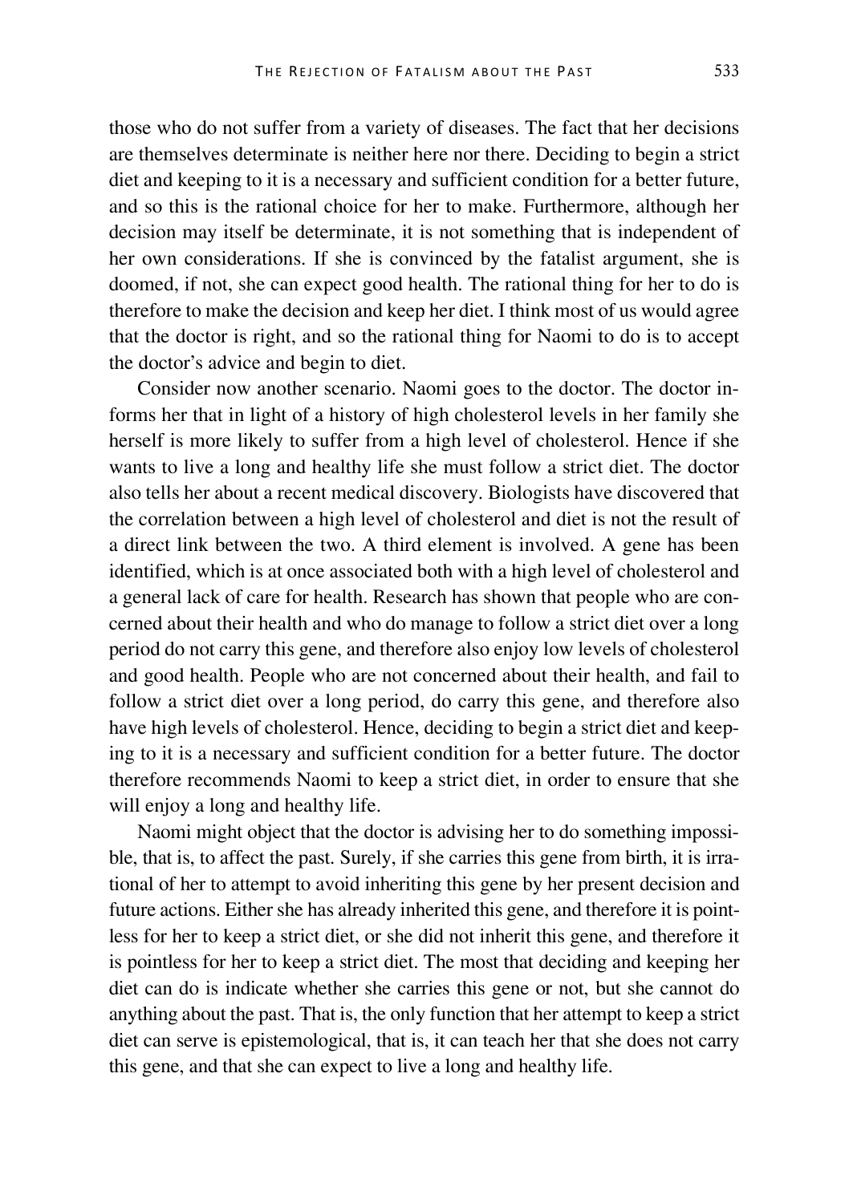those who do not suffer from a variety of diseases. The fact that her decisions are themselves determinate is neither here nor there. Deciding to begin a strict diet and keeping to it is a necessary and sufficient condition for a better future, and so this is the rational choice for her to make. Furthermore, although her decision may itself be determinate, it is not something that is independent of her own considerations. If she is convinced by the fatalist argument, she is doomed, if not, she can expect good health. The rational thing for her to do is therefore to make the decision and keep her diet. I think most of us would agree that the doctor is right, and so the rational thing for Naomi to do is to accept the doctor's advice and begin to diet.

Consider now another scenario. Naomi goes to the doctor. The doctor informs her that in light of a history of high cholesterol levels in her family she herself is more likely to suffer from a high level of cholesterol. Hence if she wants to live a long and healthy life she must follow a strict diet. The doctor also tells her about a recent medical discovery. Biologists have discovered that the correlation between a high level of cholesterol and diet is not the result of a direct link between the two. A third element is involved. A gene has been identified, which is at once associated both with a high level of cholesterol and a general lack of care for health. Research has shown that people who are concerned about their health and who do manage to follow a strict diet over a long period do not carry this gene, and therefore also enjoy low levels of cholesterol and good health. People who are not concerned about their health, and fail to follow a strict diet over a long period, do carry this gene, and therefore also have high levels of cholesterol. Hence, deciding to begin a strict diet and keeping to it is a necessary and sufficient condition for a better future. The doctor therefore recommends Naomi to keep a strict diet, in order to ensure that she will enjoy a long and healthy life.

Naomi might object that the doctor is advising her to do something impossible, that is, to affect the past. Surely, if she carries this gene from birth, it is irrational of her to attempt to avoid inheriting this gene by her present decision and future actions. Either she has already inherited this gene, and therefore it is pointless for her to keep a strict diet, or she did not inherit this gene, and therefore it is pointless for her to keep a strict diet. The most that deciding and keeping her diet can do is indicate whether she carries this gene or not, but she cannot do anything about the past. That is, the only function that her attempt to keep a strict diet can serve is epistemological, that is, it can teach her that she does not carry this gene, and that she can expect to live a long and healthy life.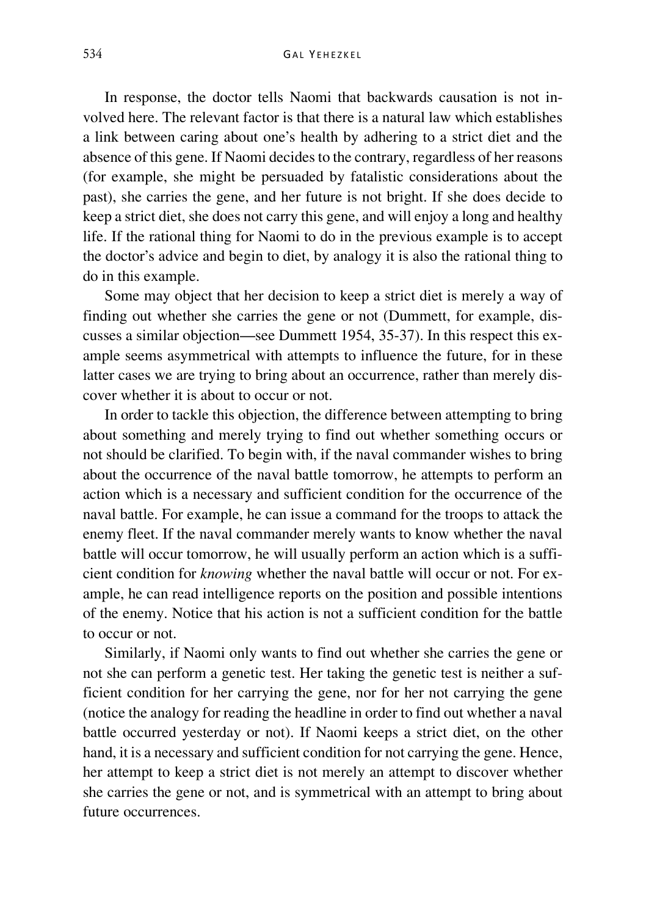In response, the doctor tells Naomi that backwards causation is not involved here. The relevant factor is that there is a natural law which establishes a link between caring about one's health by adhering to a strict diet and the absence of this gene. If Naomi decides to the contrary, regardless of her reasons (for example, she might be persuaded by fatalistic considerations about the past), she carries the gene, and her future is not bright. If she does decide to keep a strict diet, she does not carry this gene, and will enjoy a long and healthy life. If the rational thing for Naomi to do in the previous example is to accept the doctor's advice and begin to diet, by analogy it is also the rational thing to do in this example.

Some may object that her decision to keep a strict diet is merely a way of finding out whether she carries the gene or not (Dummett, for example, discusses a similar objection—see Dummett 1954, 35-37). In this respect this example seems asymmetrical with attempts to influence the future, for in these latter cases we are trying to bring about an occurrence, rather than merely discover whether it is about to occur or not.

In order to tackle this objection, the difference between attempting to bring about something and merely trying to find out whether something occurs or not should be clarified. To begin with, if the naval commander wishes to bring about the occurrence of the naval battle tomorrow, he attempts to perform an action which is a necessary and sufficient condition for the occurrence of the naval battle. For example, he can issue a command for the troops to attack the enemy fleet. If the naval commander merely wants to know whether the naval battle will occur tomorrow, he will usually perform an action which is a sufficient condition for *knowing* whether the naval battle will occur or not. For example, he can read intelligence reports on the position and possible intentions of the enemy. Notice that his action is not a sufficient condition for the battle to occur or not.

Similarly, if Naomi only wants to find out whether she carries the gene or not she can perform a genetic test. Her taking the genetic test is neither a sufficient condition for her carrying the gene, nor for her not carrying the gene (notice the analogy for reading the headline in order to find out whether a naval battle occurred yesterday or not). If Naomi keeps a strict diet, on the other hand, it is a necessary and sufficient condition for not carrying the gene. Hence, her attempt to keep a strict diet is not merely an attempt to discover whether she carries the gene or not, and is symmetrical with an attempt to bring about future occurrences.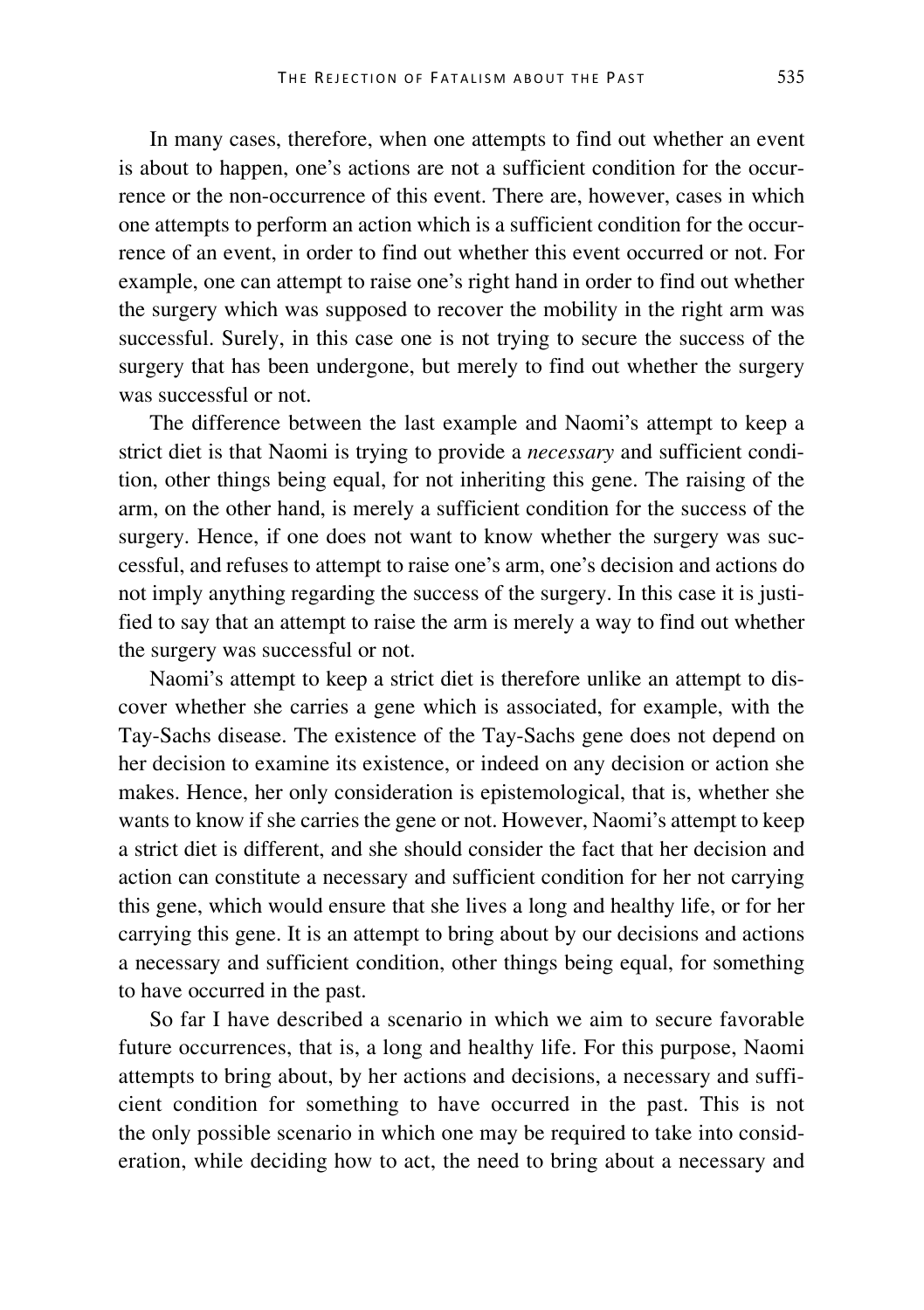In many cases, therefore, when one attempts to find out whether an event is about to happen, one's actions are not a sufficient condition for the occurrence or the non-occurrence of this event. There are, however, cases in which one attempts to perform an action which is a sufficient condition for the occurrence of an event, in order to find out whether this event occurred or not. For example, one can attempt to raise one's right hand in order to find out whether the surgery which was supposed to recover the mobility in the right arm was successful. Surely, in this case one is not trying to secure the success of the surgery that has been undergone, but merely to find out whether the surgery was successful or not.

The difference between the last example and Naomi's attempt to keep a strict diet is that Naomi is trying to provide a *necessary* and sufficient condition, other things being equal, for not inheriting this gene. The raising of the arm, on the other hand, is merely a sufficient condition for the success of the surgery. Hence, if one does not want to know whether the surgery was successful, and refuses to attempt to raise one's arm, one's decision and actions do not imply anything regarding the success of the surgery. In this case it is justified to say that an attempt to raise the arm is merely a way to find out whether the surgery was successful or not.

Naomi's attempt to keep a strict diet is therefore unlike an attempt to discover whether she carries a gene which is associated, for example, with the Tay-Sachs disease. The existence of the Tay-Sachs gene does not depend on her decision to examine its existence, or indeed on any decision or action she makes. Hence, her only consideration is epistemological, that is, whether she wants to know if she carries the gene or not. However, Naomi's attempt to keep a strict diet is different, and she should consider the fact that her decision and action can constitute a necessary and sufficient condition for her not carrying this gene, which would ensure that she lives a long and healthy life, or for her carrying this gene. It is an attempt to bring about by our decisions and actions a necessary and sufficient condition, other things being equal, for something to have occurred in the past.

So far I have described a scenario in which we aim to secure favorable future occurrences, that is, a long and healthy life. For this purpose, Naomi attempts to bring about, by her actions and decisions, a necessary and sufficient condition for something to have occurred in the past. This is not the only possible scenario in which one may be required to take into consideration, while deciding how to act, the need to bring about a necessary and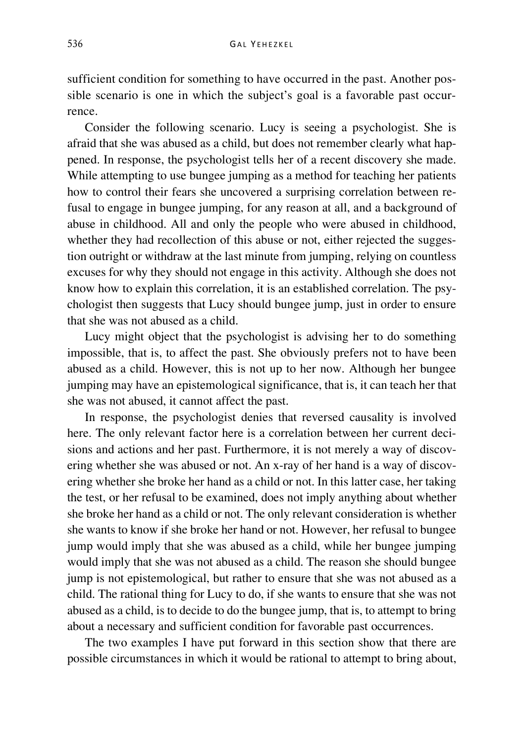sufficient condition for something to have occurred in the past. Another possible scenario is one in which the subject's goal is a favorable past occurrence.

Consider the following scenario. Lucy is seeing a psychologist. She is afraid that she was abused as a child, but does not remember clearly what happened. In response, the psychologist tells her of a recent discovery she made. While attempting to use bungee jumping as a method for teaching her patients how to control their fears she uncovered a surprising correlation between refusal to engage in bungee jumping, for any reason at all, and a background of abuse in childhood. All and only the people who were abused in childhood, whether they had recollection of this abuse or not, either rejected the suggestion outright or withdraw at the last minute from jumping, relying on countless excuses for why they should not engage in this activity. Although she does not know how to explain this correlation, it is an established correlation. The psychologist then suggests that Lucy should bungee jump, just in order to ensure that she was not abused as a child.

Lucy might object that the psychologist is advising her to do something impossible, that is, to affect the past. She obviously prefers not to have been abused as a child. However, this is not up to her now. Although her bungee jumping may have an epistemological significance, that is, it can teach her that she was not abused, it cannot affect the past.

In response, the psychologist denies that reversed causality is involved here. The only relevant factor here is a correlation between her current decisions and actions and her past. Furthermore, it is not merely a way of discovering whether she was abused or not. An x-ray of her hand is a way of discovering whether she broke her hand as a child or not. In this latter case, her taking the test, or her refusal to be examined, does not imply anything about whether she broke her hand as a child or not. The only relevant consideration is whether she wants to know if she broke her hand or not. However, her refusal to bungee jump would imply that she was abused as a child, while her bungee jumping would imply that she was not abused as a child. The reason she should bungee jump is not epistemological, but rather to ensure that she was not abused as a child. The rational thing for Lucy to do, if she wants to ensure that she was not abused as a child, is to decide to do the bungee jump, that is, to attempt to bring about a necessary and sufficient condition for favorable past occurrences.

The two examples I have put forward in this section show that there are possible circumstances in which it would be rational to attempt to bring about,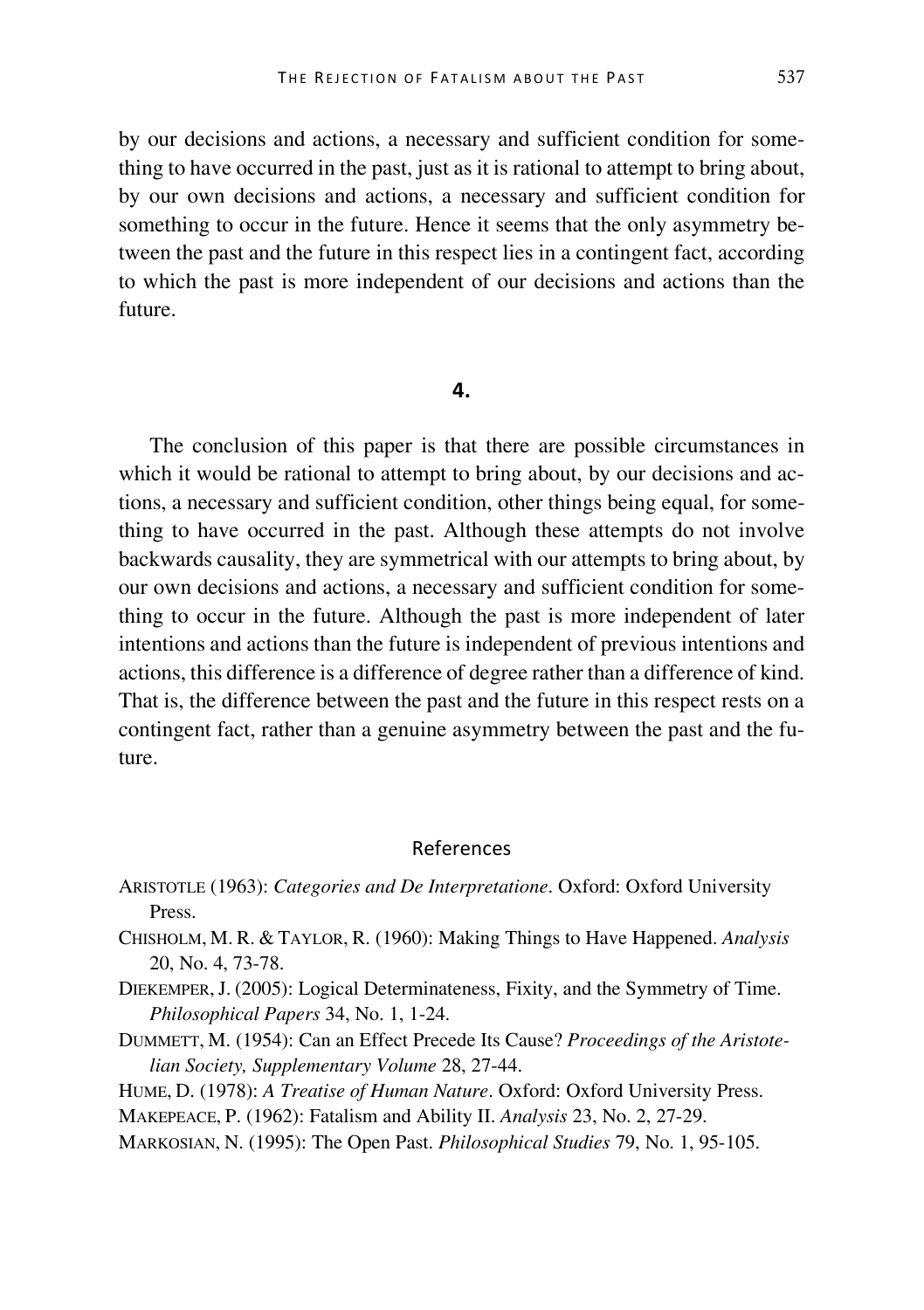by our decisions and actions, a necessary and sufficient condition for something to have occurred in the past, just as it is rational to attempt to bring about, by our own decisions and actions, a necessary and sufficient condition for something to occur in the future. Hence it seems that the only asymmetry between the past and the future in this respect lies in a contingent fact, according to which the past is more independent of our decisions and actions than the future.

## 4.

The conclusion of this paper is that there are possible circumstances in which it would be rational to attempt to bring about, by our decisions and actions, a necessary and sufficient condition, other things being equal, for something to have occurred in the past. Although these attempts do not involve backwards causality, they are symmetrical with our attempts to bring about, by our own decisions and actions, a necessary and sufficient condition for something to occur in the future. Although the past is more independent of later intentions and actions than the future is independent of previous intentions and actions, this difference is a difference of degree rather than a difference of kind. That is, the difference between the past and the future in this respect rests on a contingent fact, rather than a genuine asymmetry between the past and the future.

## References

ARISTOTLE (1963): *Categories and De Interpretatione*. Oxford: Oxford University Press.

CHISHOLM, M. R. & TAYLOR, R. (1960): Making Things to Have Happened. *Analysis* 20, No. 4, 73-78.

DIEKEMPER, J. (2005): Logical Determinateness, Fixity, and the Symmetry of Time. *Philosophical Papers* 34, No. 1, 1-24.

DUMMETT, M. (1954): Can an Effect Precede Its Cause? *Proceedings of the Aristotelian Society, Supplementary Volume* 28, 27-44.

HUME, D. (1978): *A Treatise of Human Nature*. Oxford: Oxford University Press.

MAKEPEACE, P. (1962): Fatalism and Ability II. *Analysis* 23, No. 2, 27-29.

MARKOSIAN, N. (1995): The Open Past. *Philosophical Studies* 79, No. 1, 95-105.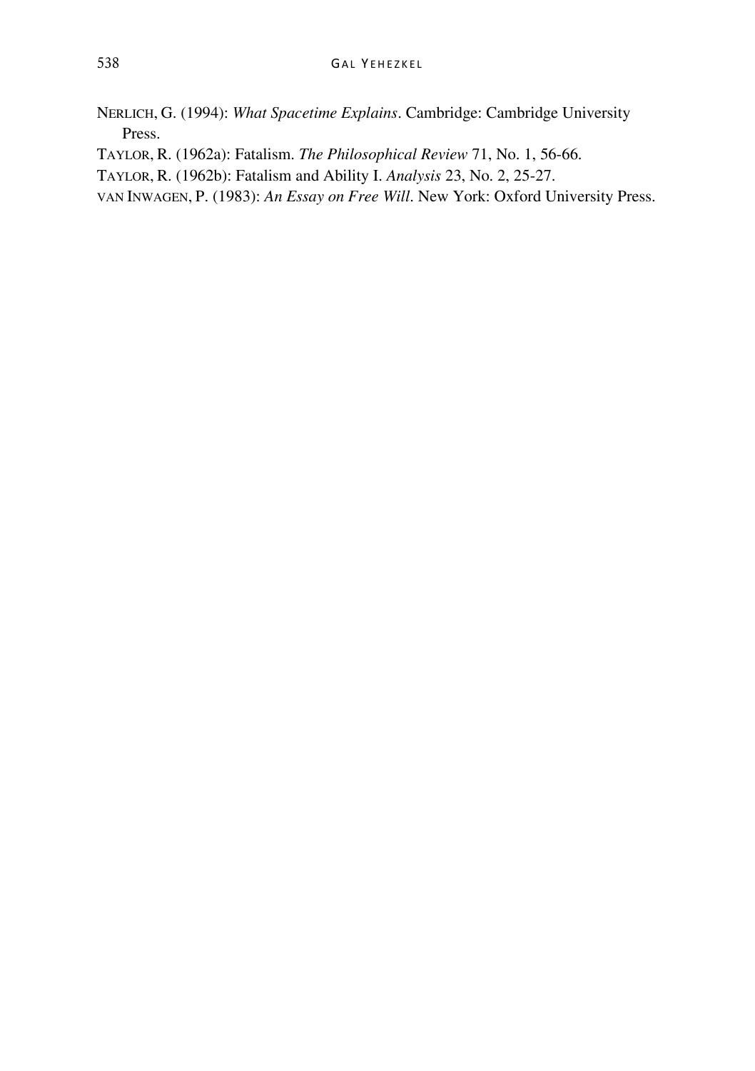NERLICH, G. (1994): *What Spacetime Explains*. Cambridge: Cambridge University Press.

TAYLOR, R. (1962a): Fatalism. *The Philosophical Review* 71, No. 1, 56-66.

TAYLOR, R. (1962b): Fatalism and Ability I. *Analysis* 23, No. 2, 25-27.

VAN INWAGEN, P. (1983): *An Essay on Free Will*. New York: Oxford University Press.